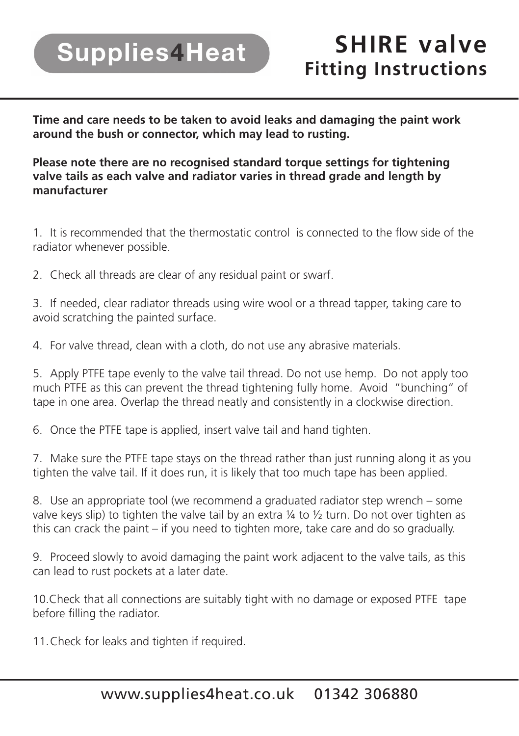Supplies4Heat

# SHIRE valve
## Fitting Instructions

**Time and care needs to be taken to avoid leaks and damaging the paint work around the bush or connector, which may lead to rusting.**

**Please note there are no recognised standard torque settings for tightening valve tails as each valve and radiator varies in thread grade and length by manufacturer**

1. It is recommended that the thermostatic control is connected to the flow side of the radiator whenever possible.

2. Check all threads are clear of any residual paint or swarf.

3. If needed, clear radiator threads using wire wool or a thread tapper, taking care to avoid scratching the painted surface.

4. For valve thread, clean with a cloth, do not use any abrasive materials.

5. Apply PTFE tape evenly to the valve tail thread. Do not use hemp. Do not apply too much PTFE as this can prevent the thread tightening fully home. Avoid "bunching" of tape in one area. Overlap the thread neatly and consistently in a clockwise direction.

6. Once the PTFE tape is applied, insert valve tail and hand tighten.

7. Make sure the PTFE tape stays on the thread rather than just running along it as you tighten the valve tail. If it does run, it is likely that too much tape has been applied.

8. Use an appropriate tool (we recommend a graduated radiator step wrench – some valve keys slip) to tighten the valve tail by an extra ¼ to ½ turn. Do not over tighten as this can crack the paint – if you need to tighten more, take care and do so gradually.

9. Proceed slowly to avoid damaging the paint work adjacent to the valve tails, as this can lead to rust pockets at a later date.

10. Check that all connections are suitably tight with no damage or exposed PTFE tape before filling the radiator.

11. Check for leaks and tighten if required.

www.supplies4heat.co.uk 01342 306880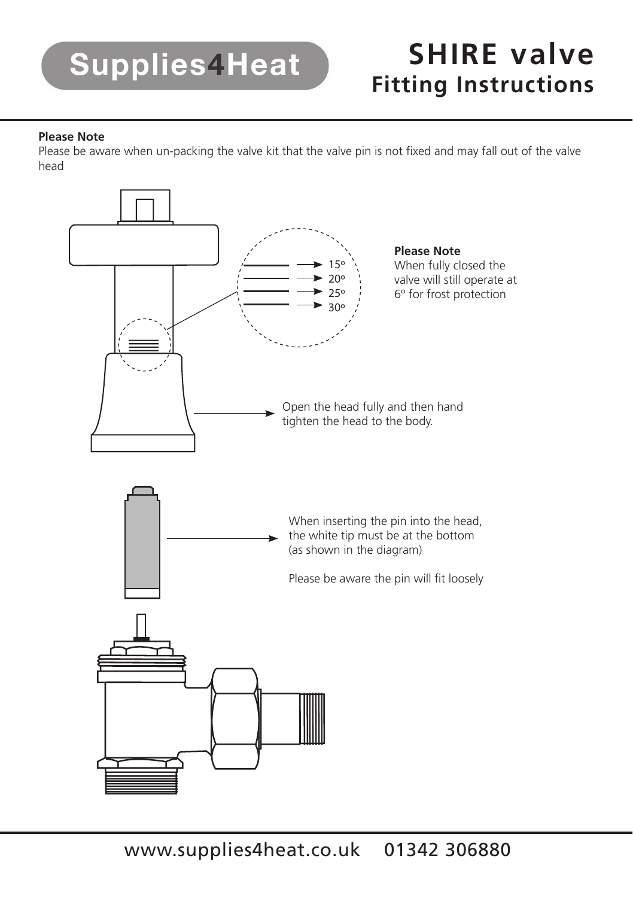# Supplies4Heat

# SHIRE valve
## Fitting Instructions

**Please Note**
Please be aware when un-packing the valve kit that the valve pin is not fixed and may fall out of the valve head

15º
20º
25º
30º

**Please Note**
When fully closed the valve will still operate at 6º for frost protection

Open the head fully and then hand tighten the head to the body.

When inserting the pin into the head, the white tip must be at the bottom (as shown in the diagram)

Please be aware the pin will fit loosely

www.supplies4heat.co.uk 01342 306880